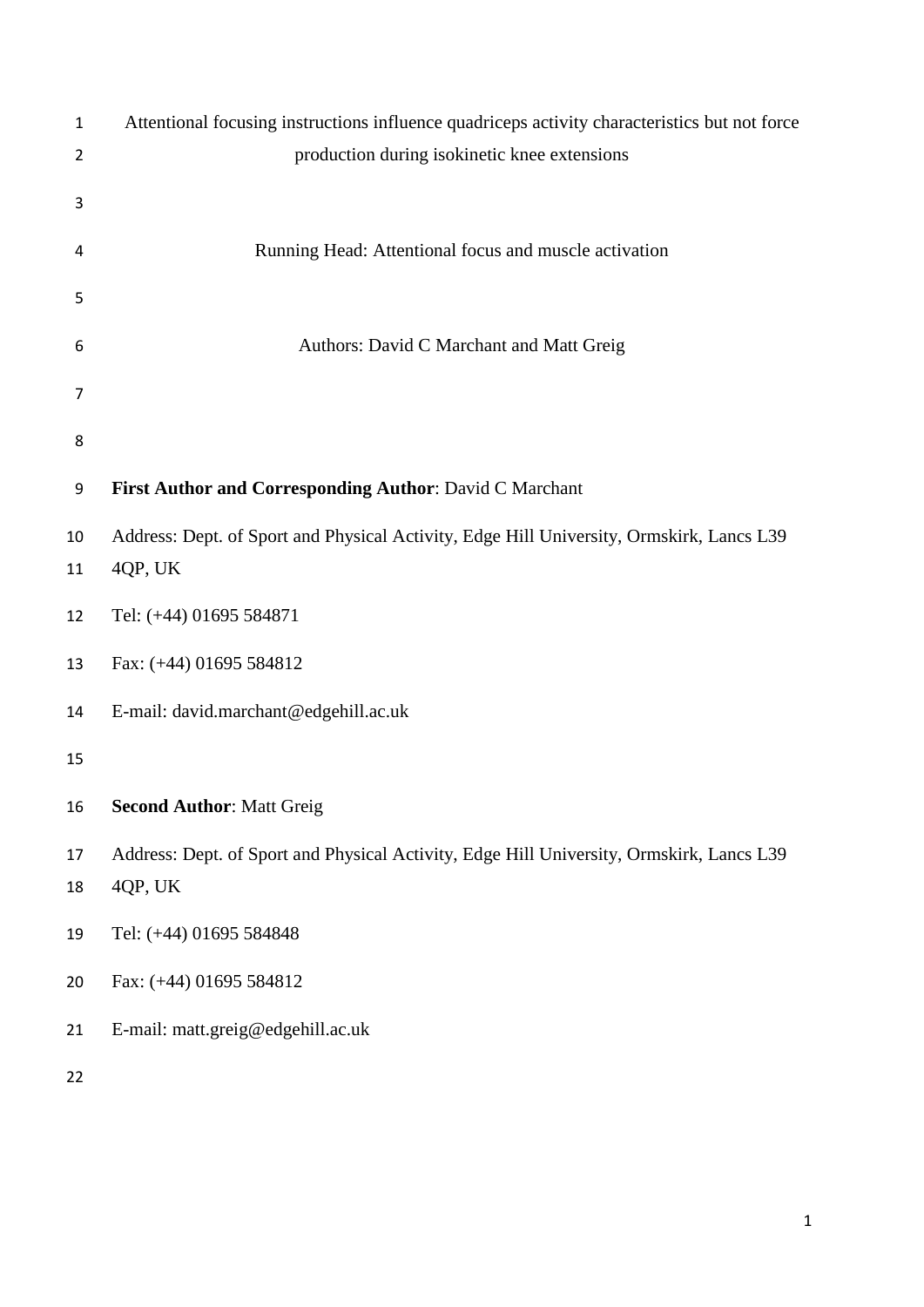# Attentional focusing instructions influence quadriceps activity characteristics but not force production during isokinetic knee extensions

Running Head: Attentional focus and muscle activation

Authors: David C Marchant and Matt Greig

**First Author and Corresponding Author**: David C Marchant

Address: Dept. of Sport and Physical Activity, Edge Hill University, Ormskirk, Lancs L39 4QP, UK

Tel: (+44) 01695 584871

Fax: (+44) 01695 584812

E-mail: david.marchant@edgehill.ac.uk

**Second Author**: Matt Greig

Address: Dept. of Sport and Physical Activity, Edge Hill University, Ormskirk, Lancs L39 4QP, UK

Tel: (+44) 01695 584848

Fax: (+44) 01695 584812

E-mail: matt.greig@edgehill.ac.uk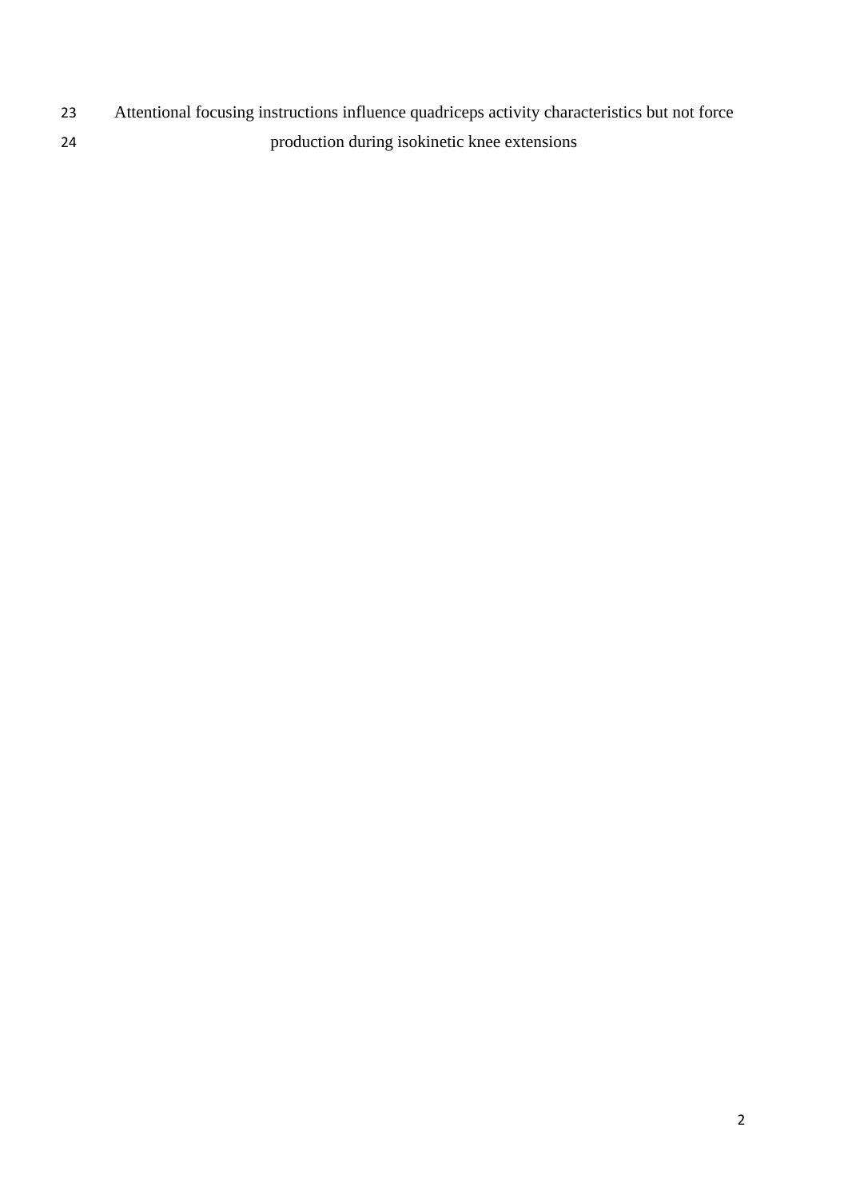# Attentional focusing instructions influence quadriceps activity characteristics but not force production during isokinetic knee extensions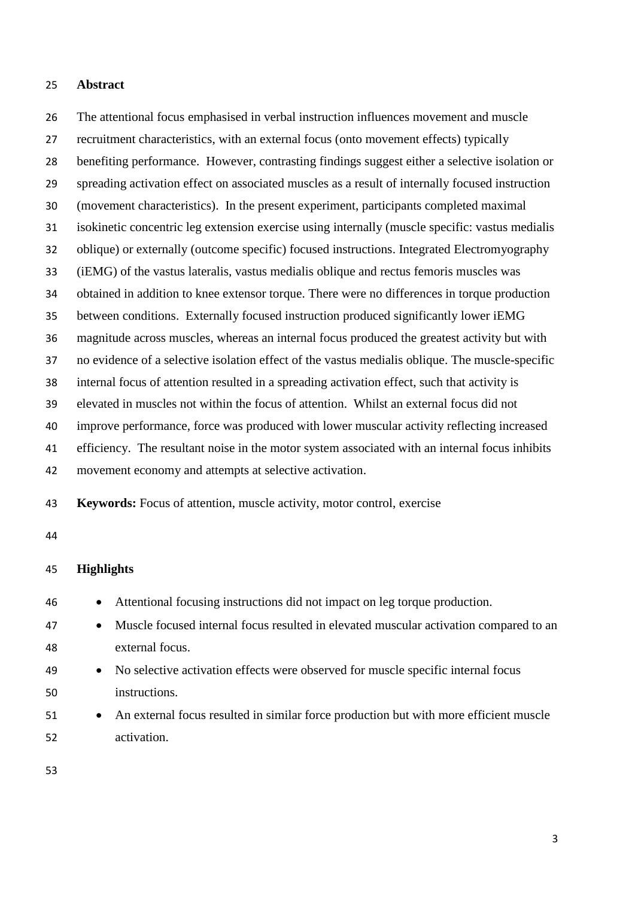## Abstract

The attentional focus emphasised in verbal instruction influences movement and muscle recruitment characteristics, with an external focus (onto movement effects) typically benefiting performance. However, contrasting findings suggest either a selective isolation or spreading activation effect on associated muscles as a result of internally focused instruction (movement characteristics). In the present experiment, participants completed maximal isokinetic concentric leg extension exercise using internally (muscle specific: vastus medialis oblique) or externally (outcome specific) focused instructions. Integrated Electromyography (iEMG) of the vastus lateralis, vastus medialis oblique and rectus femoris muscles was obtained in addition to knee extensor torque. There were no differences in torque production between conditions. Externally focused instruction produced significantly lower iEMG magnitude across muscles, whereas an internal focus produced the greatest activity but with no evidence of a selective isolation effect of the vastus medialis oblique. The muscle-specific internal focus of attention resulted in a spreading activation effect, such that activity is elevated in muscles not within the focus of attention. Whilst an external focus did not improve performance, force was produced with lower muscular activity reflecting increased efficiency. The resultant noise in the motor system associated with an internal focus inhibits movement economy and attempts at selective activation.

**Keywords:** Focus of attention, muscle activity, motor control, exercise

## Highlights

- Attentional focusing instructions did not impact on leg torque production.
- Muscle focused internal focus resulted in elevated muscular activation compared to an external focus.
- No selective activation effects were observed for muscle specific internal focus instructions.
- An external focus resulted in similar force production but with more efficient muscle activation.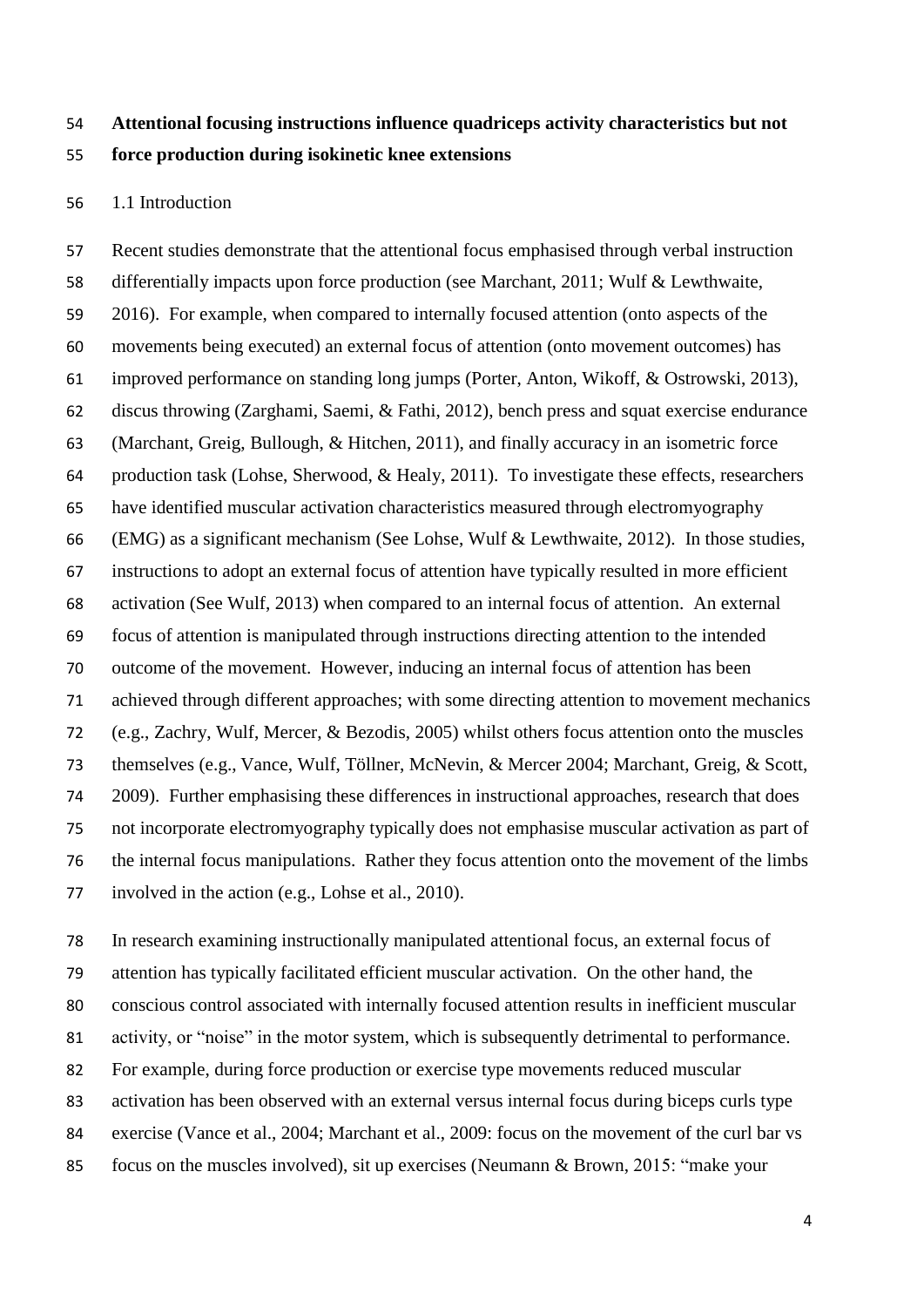**Attentional focusing instructions influence quadriceps activity characteristics but not force production during isokinetic knee extensions**

1.1 Introduction

Recent studies demonstrate that the attentional focus emphasised through verbal instruction differentially impacts upon force production (see Marchant, 2011; Wulf & Lewthwaite, 2016). For example, when compared to internally focused attention (onto aspects of the movements being executed) an external focus of attention (onto movement outcomes) has improved performance on standing long jumps (Porter, Anton, Wikoff, & Ostrowski, 2013), discus throwing (Zarghami, Saemi, & Fathi, 2012), bench press and squat exercise endurance (Marchant, Greig, Bullough, & Hitchen, 2011), and finally accuracy in an isometric force production task (Lohse, Sherwood, & Healy, 2011). To investigate these effects, researchers have identified muscular activation characteristics measured through electromyography (EMG) as a significant mechanism (See Lohse, Wulf & Lewthwaite, 2012). In those studies, instructions to adopt an external focus of attention have typically resulted in more efficient activation (See Wulf, 2013) when compared to an internal focus of attention. An external focus of attention is manipulated through instructions directing attention to the intended outcome of the movement. However, inducing an internal focus of attention has been achieved through different approaches; with some directing attention to movement mechanics (e.g., Zachry, Wulf, Mercer, & Bezodis, 2005) whilst others focus attention onto the muscles themselves (e.g., Vance, Wulf, Töllner, McNevin, & Mercer 2004; Marchant, Greig, & Scott, 2009). Further emphasising these differences in instructional approaches, research that does not incorporate electromyography typically does not emphasise muscular activation as part of the internal focus manipulations. Rather they focus attention onto the movement of the limbs involved in the action (e.g., Lohse et al., 2010).

In research examining instructionally manipulated attentional focus, an external focus of attention has typically facilitated efficient muscular activation. On the other hand, the conscious control associated with internally focused attention results in inefficient muscular activity, or "noise" in the motor system, which is subsequently detrimental to performance. For example, during force production or exercise type movements reduced muscular activation has been observed with an external versus internal focus during biceps curls type exercise (Vance et al., 2004; Marchant et al., 2009: focus on the movement of the curl bar vs focus on the muscles involved), sit up exercises (Neumann & Brown, 2015: "make your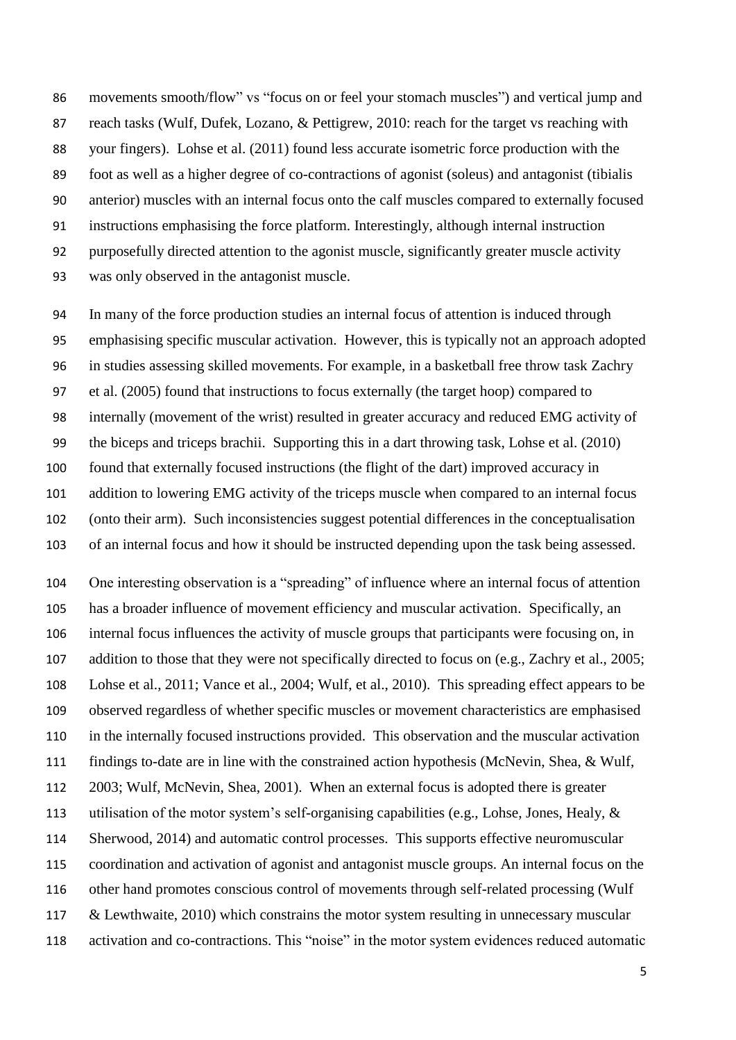movements smooth/flow" vs "focus on or feel your stomach muscles") and vertical jump and reach tasks (Wulf, Dufek, Lozano, & Pettigrew, 2010: reach for the target vs reaching with your fingers). Lohse et al. (2011) found less accurate isometric force production with the foot as well as a higher degree of co-contractions of agonist (soleus) and antagonist (tibialis anterior) muscles with an internal focus onto the calf muscles compared to externally focused instructions emphasising the force platform. Interestingly, although internal instruction purposefully directed attention to the agonist muscle, significantly greater muscle activity was only observed in the antagonist muscle.

In many of the force production studies an internal focus of attention is induced through emphasising specific muscular activation. However, this is typically not an approach adopted in studies assessing skilled movements. For example, in a basketball free throw task Zachry et al. (2005) found that instructions to focus externally (the target hoop) compared to internally (movement of the wrist) resulted in greater accuracy and reduced EMG activity of the biceps and triceps brachii. Supporting this in a dart throwing task, Lohse et al. (2010) found that externally focused instructions (the flight of the dart) improved accuracy in addition to lowering EMG activity of the triceps muscle when compared to an internal focus (onto their arm). Such inconsistencies suggest potential differences in the conceptualisation of an internal focus and how it should be instructed depending upon the task being assessed.

One interesting observation is a "spreading" of influence where an internal focus of attention has a broader influence of movement efficiency and muscular activation. Specifically, an internal focus influences the activity of muscle groups that participants were focusing on, in addition to those that they were not specifically directed to focus on (e.g., Zachry et al., 2005; Lohse et al., 2011; Vance et al., 2004; Wulf, et al., 2010). This spreading effect appears to be observed regardless of whether specific muscles or movement characteristics are emphasised in the internally focused instructions provided. This observation and the muscular activation findings to-date are in line with the constrained action hypothesis (McNevin, Shea, & Wulf, 2003; Wulf, McNevin, Shea, 2001). When an external focus is adopted there is greater utilisation of the motor system's self-organising capabilities (e.g., Lohse, Jones, Healy, & Sherwood, 2014) and automatic control processes. This supports effective neuromuscular coordination and activation of agonist and antagonist muscle groups. An internal focus on the other hand promotes conscious control of movements through self-related processing (Wulf & Lewthwaite, 2010) which constrains the motor system resulting in unnecessary muscular activation and co-contractions. This "noise" in the motor system evidences reduced automatic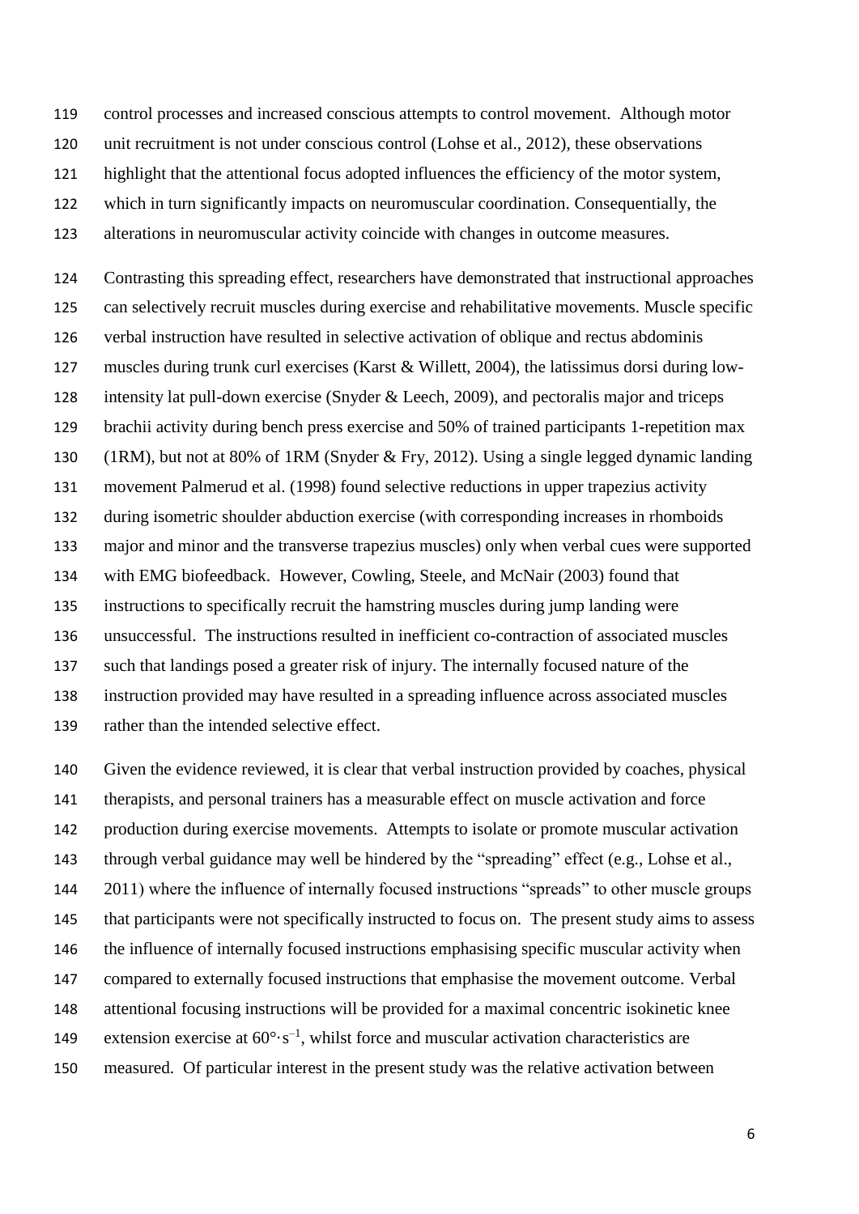control processes and increased conscious attempts to control movement. Although motor unit recruitment is not under conscious control (Lohse et al., 2012), these observations highlight that the attentional focus adopted influences the efficiency of the motor system, which in turn significantly impacts on neuromuscular coordination. Consequentially, the alterations in neuromuscular activity coincide with changes in outcome measures.

Contrasting this spreading effect, researchers have demonstrated that instructional approaches can selectively recruit muscles during exercise and rehabilitative movements. Muscle specific verbal instruction have resulted in selective activation of oblique and rectus abdominis muscles during trunk curl exercises (Karst & Willett, 2004), the latissimus dorsi during low-intensity lat pull-down exercise (Snyder & Leech, 2009), and pectoralis major and triceps brachii activity during bench press exercise and 50% of trained participants 1-repetition max (1RM), but not at 80% of 1RM (Snyder & Fry, 2012). Using a single legged dynamic landing movement Palmerud et al. (1998) found selective reductions in upper trapezius activity during isometric shoulder abduction exercise (with corresponding increases in rhomboids major and minor and the transverse trapezius muscles) only when verbal cues were supported with EMG biofeedback. However, Cowling, Steele, and McNair (2003) found that instructions to specifically recruit the hamstring muscles during jump landing were unsuccessful. The instructions resulted in inefficient co-contraction of associated muscles such that landings posed a greater risk of injury. The internally focused nature of the instruction provided may have resulted in a spreading influence across associated muscles rather than the intended selective effect.

Given the evidence reviewed, it is clear that verbal instruction provided by coaches, physical therapists, and personal trainers has a measurable effect on muscle activation and force production during exercise movements. Attempts to isolate or promote muscular activation through verbal guidance may well be hindered by the "spreading" effect (e.g., Lohse et al., 2011) where the influence of internally focused instructions "spreads" to other muscle groups that participants were not specifically instructed to focus on. The present study aims to assess the influence of internally focused instructions emphasising specific muscular activity when compared to externally focused instructions that emphasise the movement outcome. Verbal attentional focusing instructions will be provided for a maximal concentric isokinetic knee extension exercise at $60°\cdot s^{-1}$, whilst force and muscular activation characteristics are measured. Of particular interest in the present study was the relative activation between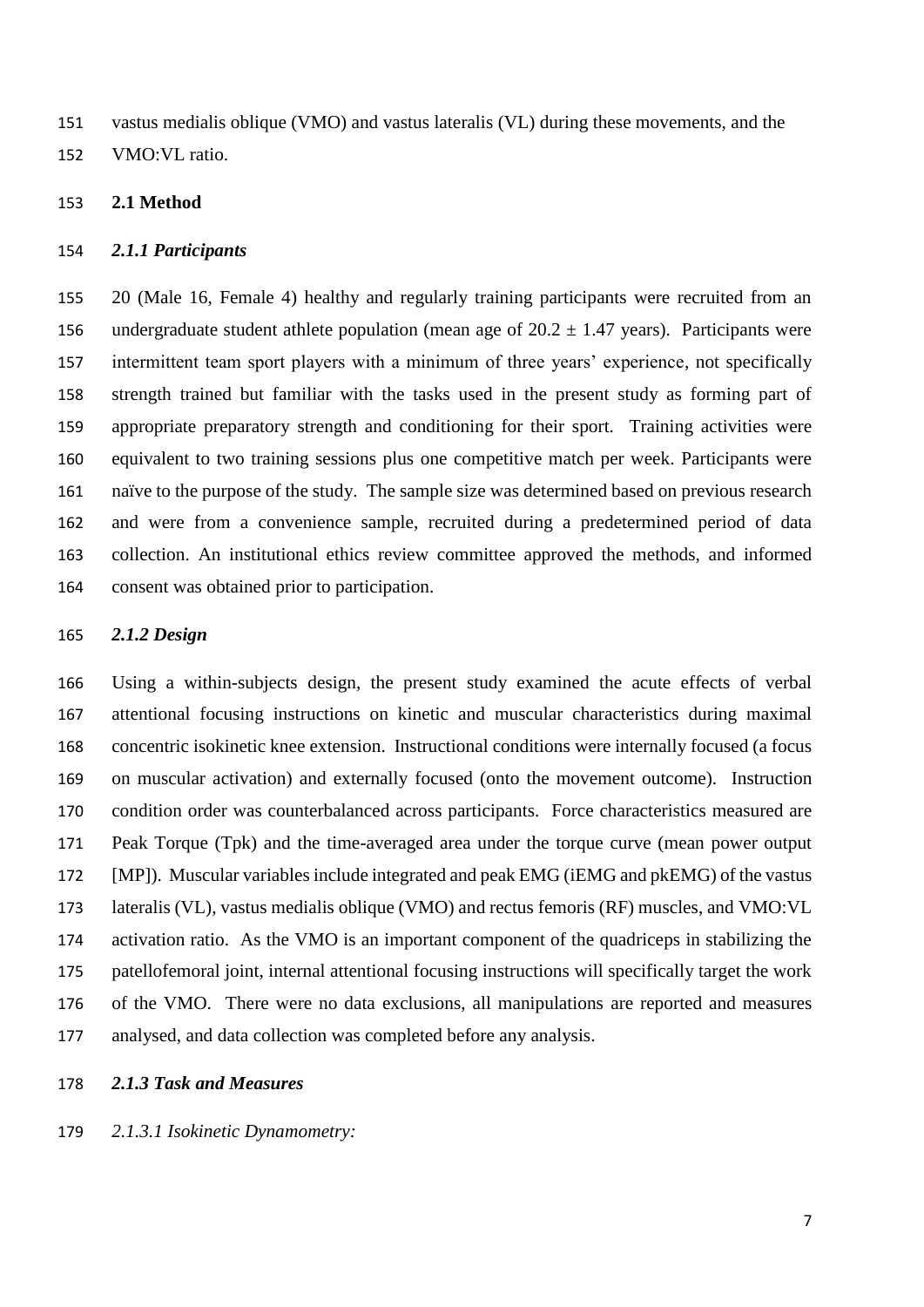vastus medialis oblique (VMO) and vastus lateralis (VL) during these movements, and the VMO:VL ratio.

## 2.1 Method

### *2.1.1 Participants*

20 (Male 16, Female 4) healthy and regularly training participants were recruited from an undergraduate student athlete population (mean age of $20.2 \pm 1.47$ years). Participants were intermittent team sport players with a minimum of three years' experience, not specifically strength trained but familiar with the tasks used in the present study as forming part of appropriate preparatory strength and conditioning for their sport. Training activities were equivalent to two training sessions plus one competitive match per week. Participants were naïve to the purpose of the study. The sample size was determined based on previous research and were from a convenience sample, recruited during a predetermined period of data collection. An institutional ethics review committee approved the methods, and informed consent was obtained prior to participation.

### *2.1.2 Design*

Using a within-subjects design, the present study examined the acute effects of verbal attentional focusing instructions on kinetic and muscular characteristics during maximal concentric isokinetic knee extension. Instructional conditions were internally focused (a focus on muscular activation) and externally focused (onto the movement outcome). Instruction condition order was counterbalanced across participants. Force characteristics measured are Peak Torque (Tpk) and the time-averaged area under the torque curve (mean power output [MP]). Muscular variables include integrated and peak EMG (iEMG and pkEMG) of the vastus lateralis (VL), vastus medialis oblique (VMO) and rectus femoris (RF) muscles, and VMO:VL activation ratio. As the VMO is an important component of the quadriceps in stabilizing the patellofemoral joint, internal attentional focusing instructions will specifically target the work of the VMO. There were no data exclusions, all manipulations are reported and measures analysed, and data collection was completed before any analysis.

### *2.1.3 Task and Measures*

*2.1.3.1 Isokinetic Dynamometry:*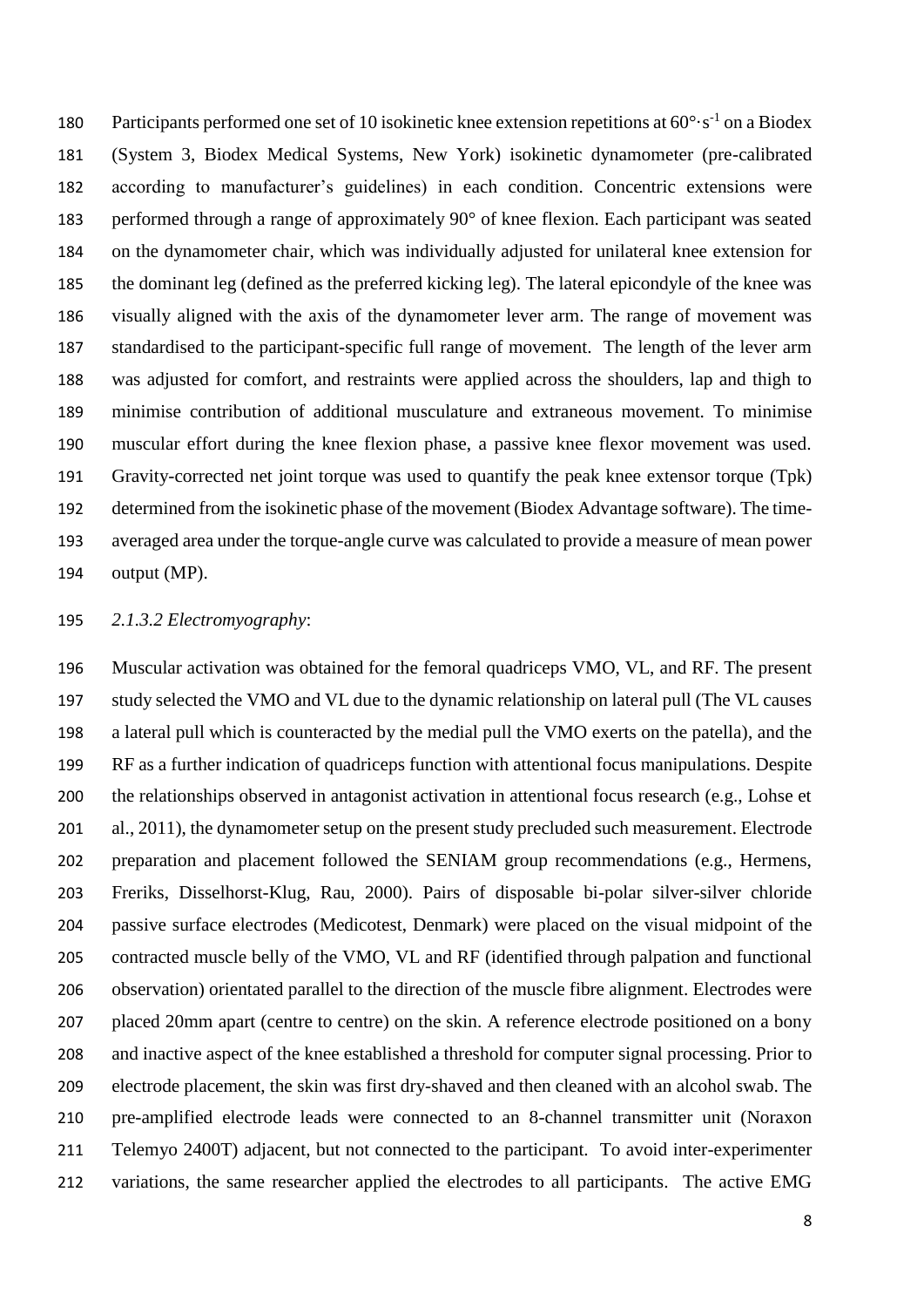Participants performed one set of 10 isokinetic knee extension repetitions at $60°\cdot s^{-1}$ on a Biodex (System 3, Biodex Medical Systems, New York) isokinetic dynamometer (pre-calibrated according to manufacturer's guidelines) in each condition. Concentric extensions were performed through a range of approximately 90° of knee flexion. Each participant was seated on the dynamometer chair, which was individually adjusted for unilateral knee extension for the dominant leg (defined as the preferred kicking leg). The lateral epicondyle of the knee was visually aligned with the axis of the dynamometer lever arm. The range of movement was standardised to the participant-specific full range of movement. The length of the lever arm was adjusted for comfort, and restraints were applied across the shoulders, lap and thigh to minimise contribution of additional musculature and extraneous movement. To minimise muscular effort during the knee flexion phase, a passive knee flexor movement was used. Gravity-corrected net joint torque was used to quantify the peak knee extensor torque (Tpk) determined from the isokinetic phase of the movement (Biodex Advantage software). The time-averaged area under the torque-angle curve was calculated to provide a measure of mean power output (MP).

*2.1.3.2 Electromyography*:

Muscular activation was obtained for the femoral quadriceps VMO, VL, and RF. The present study selected the VMO and VL due to the dynamic relationship on lateral pull (The VL causes a lateral pull which is counteracted by the medial pull the VMO exerts on the patella), and the RF as a further indication of quadriceps function with attentional focus manipulations. Despite the relationships observed in antagonist activation in attentional focus research (e.g., Lohse et al., 2011), the dynamometer setup on the present study precluded such measurement. Electrode preparation and placement followed the SENIAM group recommendations (e.g., Hermens, Freriks, Disselhorst-Klug, Rau, 2000). Pairs of disposable bi-polar silver-silver chloride passive surface electrodes (Medicotest, Denmark) were placed on the visual midpoint of the contracted muscle belly of the VMO, VL and RF (identified through palpation and functional observation) orientated parallel to the direction of the muscle fibre alignment. Electrodes were placed 20mm apart (centre to centre) on the skin. A reference electrode positioned on a bony and inactive aspect of the knee established a threshold for computer signal processing. Prior to electrode placement, the skin was first dry-shaved and then cleaned with an alcohol swab. The pre-amplified electrode leads were connected to an 8-channel transmitter unit (Noraxon Telemyo 2400T) adjacent, but not connected to the participant. To avoid inter-experimenter variations, the same researcher applied the electrodes to all participants. The active EMG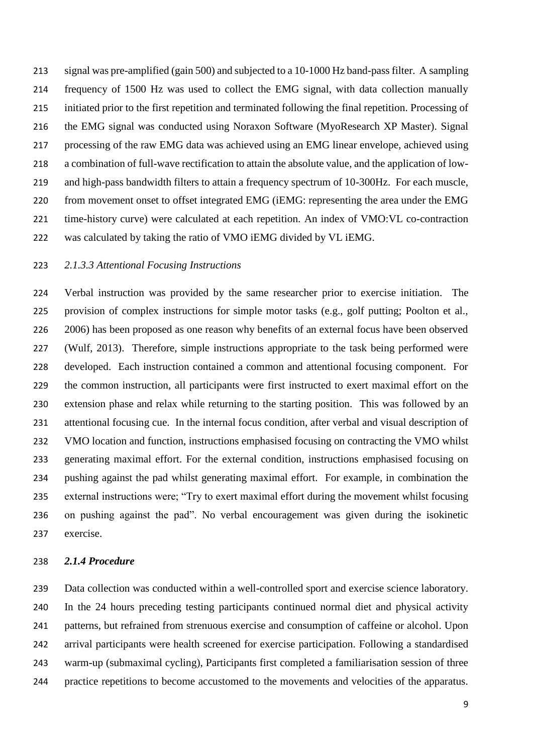signal was pre-amplified (gain 500) and subjected to a 10-1000 Hz band-pass filter. A sampling frequency of 1500 Hz was used to collect the EMG signal, with data collection manually initiated prior to the first repetition and terminated following the final repetition. Processing of the EMG signal was conducted using Noraxon Software (MyoResearch XP Master). Signal processing of the raw EMG data was achieved using an EMG linear envelope, achieved using a combination of full-wave rectification to attain the absolute value, and the application of low- and high-pass bandwidth filters to attain a frequency spectrum of 10-300Hz. For each muscle, from movement onset to offset integrated EMG (iEMG: representing the area under the EMG time-history curve) were calculated at each repetition. An index of VMO:VL co-contraction was calculated by taking the ratio of VMO iEMG divided by VL iEMG.

*2.1.3.3 Attentional Focusing Instructions*

Verbal instruction was provided by the same researcher prior to exercise initiation. The provision of complex instructions for simple motor tasks (e.g., golf putting; Poolton et al., 2006) has been proposed as one reason why benefits of an external focus have been observed (Wulf, 2013). Therefore, simple instructions appropriate to the task being performed were developed. Each instruction contained a common and attentional focusing component. For the common instruction, all participants were first instructed to exert maximal effort on the extension phase and relax while returning to the starting position. This was followed by an attentional focusing cue. In the internal focus condition, after verbal and visual description of VMO location and function, instructions emphasised focusing on contracting the VMO whilst generating maximal effort. For the external condition, instructions emphasised focusing on pushing against the pad whilst generating maximal effort. For example, in combination the external instructions were; "Try to exert maximal effort during the movement whilst focusing on pushing against the pad". No verbal encouragement was given during the isokinetic exercise.

***2.1.4 Procedure***

Data collection was conducted within a well-controlled sport and exercise science laboratory. In the 24 hours preceding testing participants continued normal diet and physical activity patterns, but refrained from strenuous exercise and consumption of caffeine or alcohol. Upon arrival participants were health screened for exercise participation. Following a standardised warm-up (submaximal cycling), Participants first completed a familiarisation session of three practice repetitions to become accustomed to the movements and velocities of the apparatus.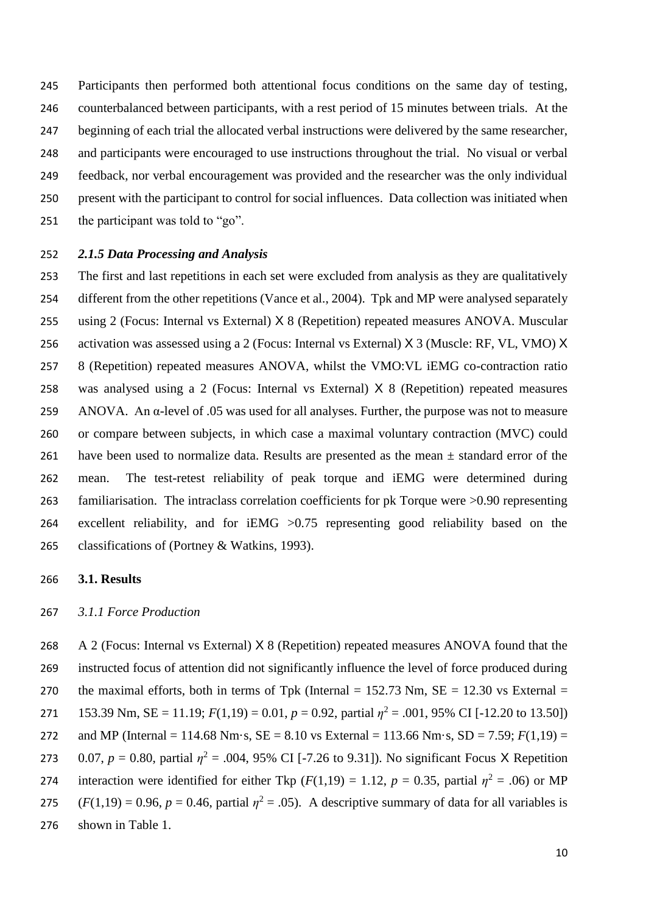Participants then performed both attentional focus conditions on the same day of testing, counterbalanced between participants, with a rest period of 15 minutes between trials. At the beginning of each trial the allocated verbal instructions were delivered by the same researcher, and participants were encouraged to use instructions throughout the trial. No visual or verbal feedback, nor verbal encouragement was provided and the researcher was the only individual present with the participant to control for social influences. Data collection was initiated when the participant was told to "go".

### *2.1.5 Data Processing and Analysis*

The first and last repetitions in each set were excluded from analysis as they are qualitatively different from the other repetitions (Vance et al., 2004). Tpk and MP were analysed separately using 2 (Focus: Internal vs External) X 8 (Repetition) repeated measures ANOVA. Muscular activation was assessed using a 2 (Focus: Internal vs External) X 3 (Muscle: RF, VL, VMO) X 8 (Repetition) repeated measures ANOVA, whilst the VMO:VL iEMG co-contraction ratio was analysed using a 2 (Focus: Internal vs External) X 8 (Repetition) repeated measures ANOVA. An α-level of .05 was used for all analyses. Further, the purpose was not to measure or compare between subjects, in which case a maximal voluntary contraction (MVC) could have been used to normalize data. Results are presented as the mean ± standard error of the mean. The test-retest reliability of peak torque and iEMG were determined during familiarisation. The intraclass correlation coefficients for pk Torque were >0.90 representing excellent reliability, and for iEMG >0.75 representing good reliability based on the classifications of (Portney & Watkins, 1993).

## 3.1. Results

### *3.1.1 Force Production*

A 2 (Focus: Internal vs External) X 8 (Repetition) repeated measures ANOVA found that the instructed focus of attention did not significantly influence the level of force produced during the maximal efforts, both in terms of Tpk (Internal = 152.73 Nm, SE = 12.30 vs External = 153.39 Nm, SE = 11.19; $F(1,19) = 0.01$, $p = 0.92$, partial $\eta^2 = .001$, 95% CI [-12.20 to 13.50]) and MP (Internal = 114.68 Nm·s, SE = 8.10 vs External = 113.66 Nm·s, SD = 7.59; $F(1,19) = 0.07$, $p = 0.80$, partial $\eta^2 = .004$, 95% CI [-7.26 to 9.31]). No significant Focus X Repetition interaction were identified for either Tkp ($F(1,19) = 1.12$, $p = 0.35$, partial $\eta^2 = .06$) or MP ($F(1,19) = 0.96$, $p = 0.46$, partial $\eta^2 = .05$). A descriptive summary of data for all variables is shown in Table 1.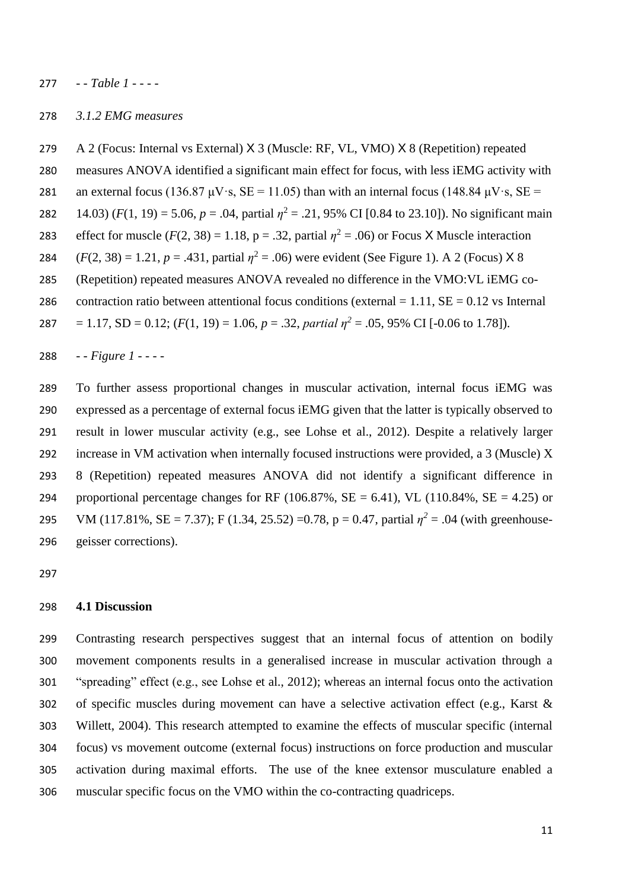- - *Table 1* - - - -

### *3.1.2 EMG measures*

A 2 (Focus: Internal vs External) X 3 (Muscle: RF, VL, VMO) X 8 (Repetition) repeated measures ANOVA identified a significant main effect for focus, with less iEMG activity with an external focus (136.87 μV·s, SE = 11.05) than with an internal focus (148.84 μV·s, SE = 14.03) ($F(1, 19) = 5.06$, $p = .04$, partial $\eta^2 = .21$, 95% CI [0.84 to 23.10]). No significant main effect for muscle ($F(2, 38) = 1.18$, $p = .32$, partial $\eta^2 = .06$) or Focus X Muscle interaction ($F(2, 38) = 1.21$, $p = .431$, partial $\eta^2 = .06$) were evident (See Figure 1). A 2 (Focus) X 8 (Repetition) repeated measures ANOVA revealed no difference in the VMO:VL iEMG co-contraction ratio between attentional focus conditions (external = 1.11, SE = 0.12 vs Internal = 1.17, SD = 0.12; ($F(1, 19) = 1.06$, $p = .32$, *partial* $\eta^2 = .05$, 95% CI [-0.06 to 1.78]).

- - *Figure 1* - - - -

To further assess proportional changes in muscular activation, internal focus iEMG was expressed as a percentage of external focus iEMG given that the latter is typically observed to result in lower muscular activity (e.g., see Lohse et al., 2012). Despite a relatively larger increase in VM activation when internally focused instructions were provided, a 3 (Muscle) X 8 (Repetition) repeated measures ANOVA did not identify a significant difference in proportional percentage changes for RF (106.87%, SE = 6.41), VL (110.84%, SE = 4.25) or VM (117.81%, SE = 7.37); $F(1.34, 25.52) = 0.78$, $p = 0.47$, partial $\eta^2 = .04$ (with greenhouse-geisser corrections).

## 4.1 Discussion

Contrasting research perspectives suggest that an internal focus of attention on bodily movement components results in a generalised increase in muscular activation through a "spreading" effect (e.g., see Lohse et al., 2012); whereas an internal focus onto the activation of specific muscles during movement can have a selective activation effect (e.g., Karst & Willett, 2004). This research attempted to examine the effects of muscular specific (internal focus) vs movement outcome (external focus) instructions on force production and muscular activation during maximal efforts. The use of the knee extensor musculature enabled a muscular specific focus on the VMO within the co-contracting quadriceps.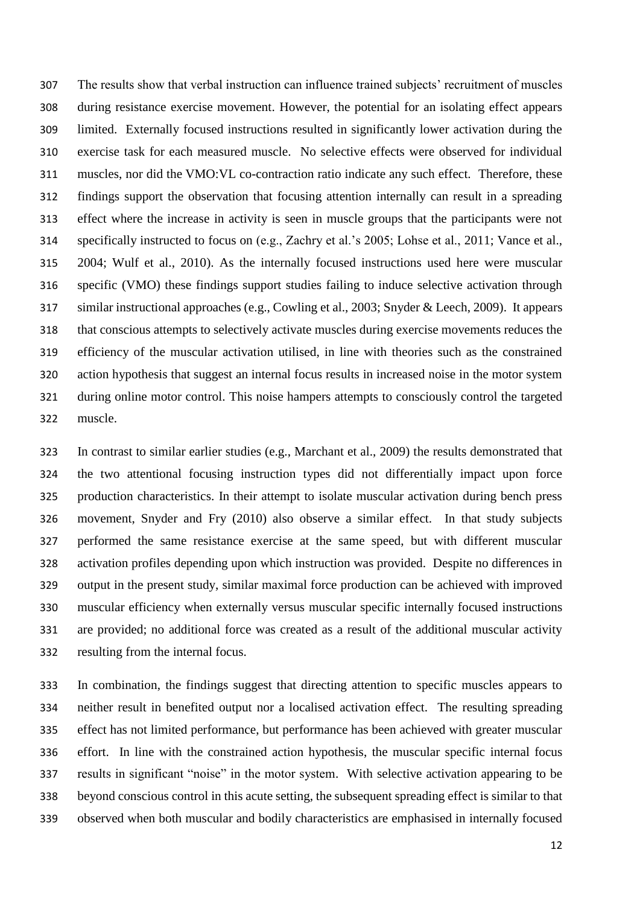The results show that verbal instruction can influence trained subjects' recruitment of muscles during resistance exercise movement. However, the potential for an isolating effect appears limited. Externally focused instructions resulted in significantly lower activation during the exercise task for each measured muscle. No selective effects were observed for individual muscles, nor did the VMO:VL co-contraction ratio indicate any such effect. Therefore, these findings support the observation that focusing attention internally can result in a spreading effect where the increase in activity is seen in muscle groups that the participants were not specifically instructed to focus on (e.g., Zachry et al.'s 2005; Lohse et al., 2011; Vance et al., 2004; Wulf et al., 2010). As the internally focused instructions used here were muscular specific (VMO) these findings support studies failing to induce selective activation through similar instructional approaches (e.g., Cowling et al., 2003; Snyder & Leech, 2009). It appears that conscious attempts to selectively activate muscles during exercise movements reduces the efficiency of the muscular activation utilised, in line with theories such as the constrained action hypothesis that suggest an internal focus results in increased noise in the motor system during online motor control. This noise hampers attempts to consciously control the targeted muscle.

In contrast to similar earlier studies (e.g., Marchant et al., 2009) the results demonstrated that the two attentional focusing instruction types did not differentially impact upon force production characteristics. In their attempt to isolate muscular activation during bench press movement, Snyder and Fry (2010) also observe a similar effect. In that study subjects performed the same resistance exercise at the same speed, but with different muscular activation profiles depending upon which instruction was provided. Despite no differences in output in the present study, similar maximal force production can be achieved with improved muscular efficiency when externally versus muscular specific internally focused instructions are provided; no additional force was created as a result of the additional muscular activity resulting from the internal focus.

In combination, the findings suggest that directing attention to specific muscles appears to neither result in benefited output nor a localised activation effect. The resulting spreading effect has not limited performance, but performance has been achieved with greater muscular effort. In line with the constrained action hypothesis, the muscular specific internal focus results in significant "noise" in the motor system. With selective activation appearing to be beyond conscious control in this acute setting, the subsequent spreading effect is similar to that observed when both muscular and bodily characteristics are emphasised in internally focused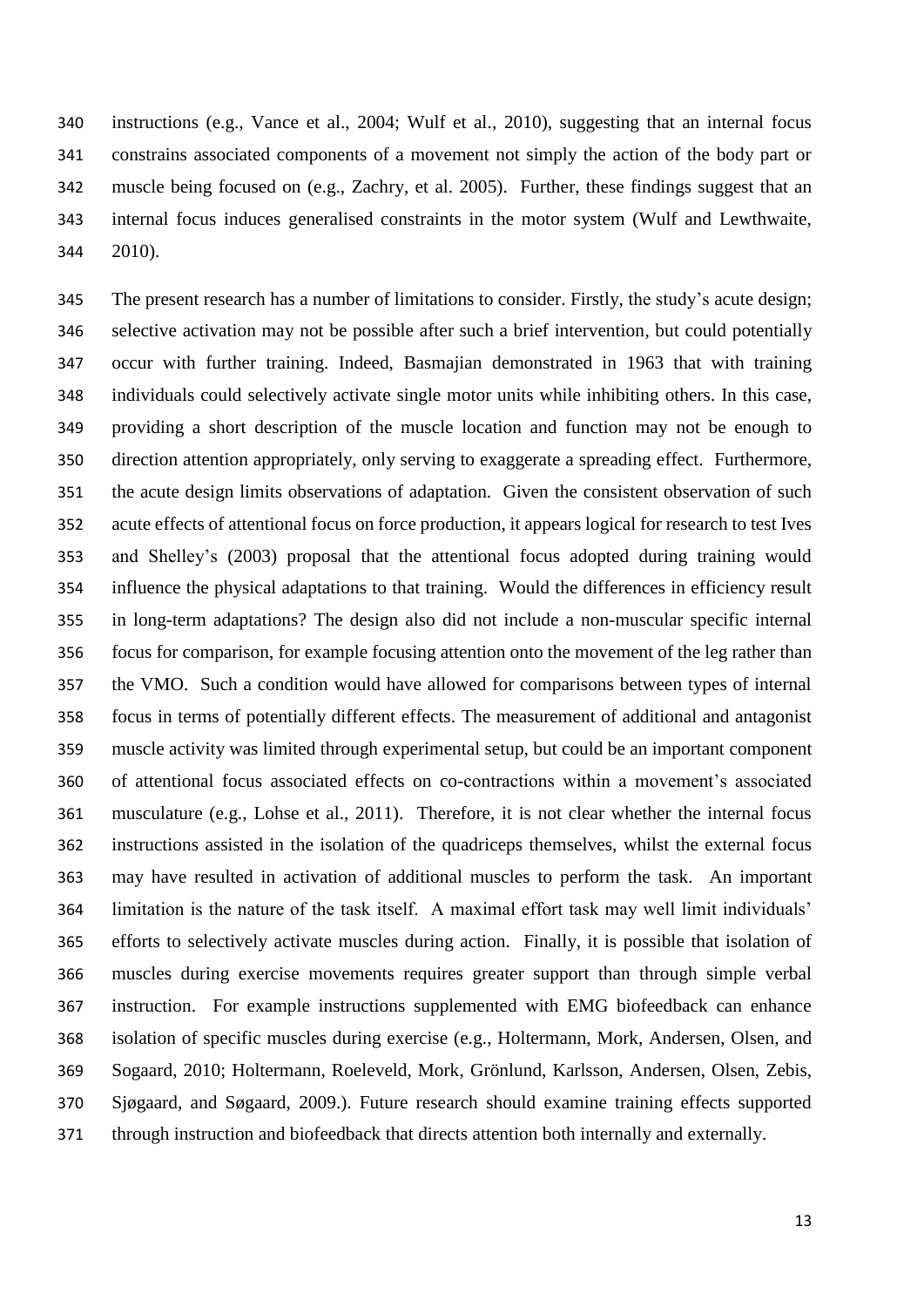instructions (e.g., Vance et al., 2004; Wulf et al., 2010), suggesting that an internal focus constrains associated components of a movement not simply the action of the body part or muscle being focused on (e.g., Zachry, et al. 2005). Further, these findings suggest that an internal focus induces generalised constraints in the motor system (Wulf and Lewthwaite, 2010).

The present research has a number of limitations to consider. Firstly, the study's acute design; selective activation may not be possible after such a brief intervention, but could potentially occur with further training. Indeed, Basmajian demonstrated in 1963 that with training individuals could selectively activate single motor units while inhibiting others. In this case, providing a short description of the muscle location and function may not be enough to direction attention appropriately, only serving to exaggerate a spreading effect. Furthermore, the acute design limits observations of adaptation. Given the consistent observation of such acute effects of attentional focus on force production, it appears logical for research to test Ives and Shelley's (2003) proposal that the attentional focus adopted during training would influence the physical adaptations to that training. Would the differences in efficiency result in long-term adaptations? The design also did not include a non-muscular specific internal focus for comparison, for example focusing attention onto the movement of the leg rather than the VMO. Such a condition would have allowed for comparisons between types of internal focus in terms of potentially different effects. The measurement of additional and antagonist muscle activity was limited through experimental setup, but could be an important component of attentional focus associated effects on co-contractions within a movement's associated musculature (e.g., Lohse et al., 2011). Therefore, it is not clear whether the internal focus instructions assisted in the isolation of the quadriceps themselves, whilst the external focus may have resulted in activation of additional muscles to perform the task. An important limitation is the nature of the task itself. A maximal effort task may well limit individuals' efforts to selectively activate muscles during action. Finally, it is possible that isolation of muscles during exercise movements requires greater support than through simple verbal instruction. For example instructions supplemented with EMG biofeedback can enhance isolation of specific muscles during exercise (e.g., Holtermann, Mork, Andersen, Olsen, and Sogaard, 2010; Holtermann, Roeleveld, Mork, Grönlund, Karlsson, Andersen, Olsen, Zebis, Sjøgaard, and Søgaard, 2009.). Future research should examine training effects supported through instruction and biofeedback that directs attention both internally and externally.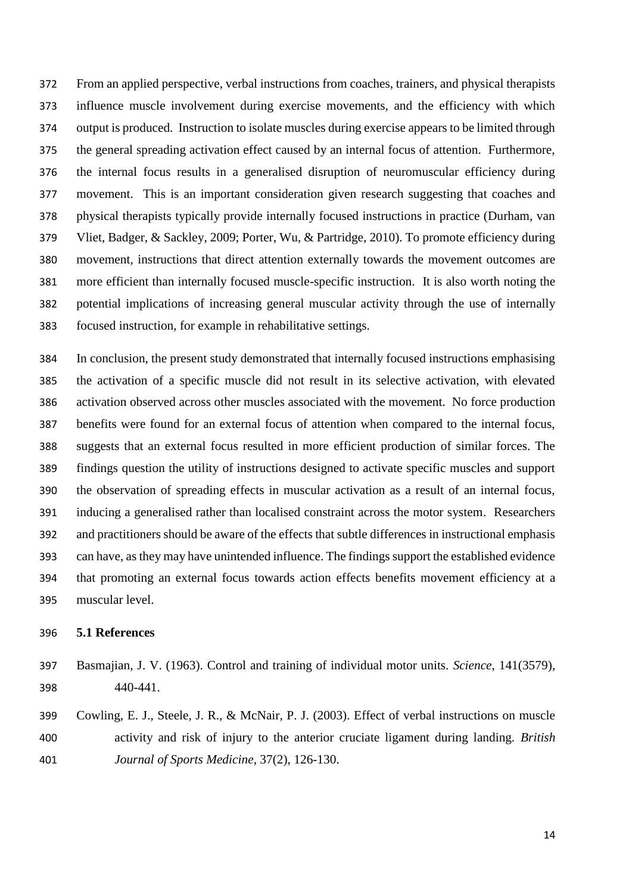From an applied perspective, verbal instructions from coaches, trainers, and physical therapists influence muscle involvement during exercise movements, and the efficiency with which output is produced. Instruction to isolate muscles during exercise appears to be limited through the general spreading activation effect caused by an internal focus of attention. Furthermore, the internal focus results in a generalised disruption of neuromuscular efficiency during movement. This is an important consideration given research suggesting that coaches and physical therapists typically provide internally focused instructions in practice (Durham, van Vliet, Badger, & Sackley, 2009; Porter, Wu, & Partridge, 2010). To promote efficiency during movement, instructions that direct attention externally towards the movement outcomes are more efficient than internally focused muscle-specific instruction. It is also worth noting the potential implications of increasing general muscular activity through the use of internally focused instruction, for example in rehabilitative settings.

In conclusion, the present study demonstrated that internally focused instructions emphasising the activation of a specific muscle did not result in its selective activation, with elevated activation observed across other muscles associated with the movement. No force production benefits were found for an external focus of attention when compared to the internal focus, suggests that an external focus resulted in more efficient production of similar forces. The findings question the utility of instructions designed to activate specific muscles and support the observation of spreading effects in muscular activation as a result of an internal focus, inducing a generalised rather than localised constraint across the motor system. Researchers and practitioners should be aware of the effects that subtle differences in instructional emphasis can have, as they may have unintended influence. The findings support the established evidence that promoting an external focus towards action effects benefits movement efficiency at a muscular level.

### 5.1 References

Basmajian, J. V. (1963). Control and training of individual motor units. *Science*, 141(3579), 440-441.

Cowling, E. J., Steele, J. R., & McNair, P. J. (2003). Effect of verbal instructions on muscle activity and risk of injury to the anterior cruciate ligament during landing. *British Journal of Sports Medicine*, 37(2), 126-130.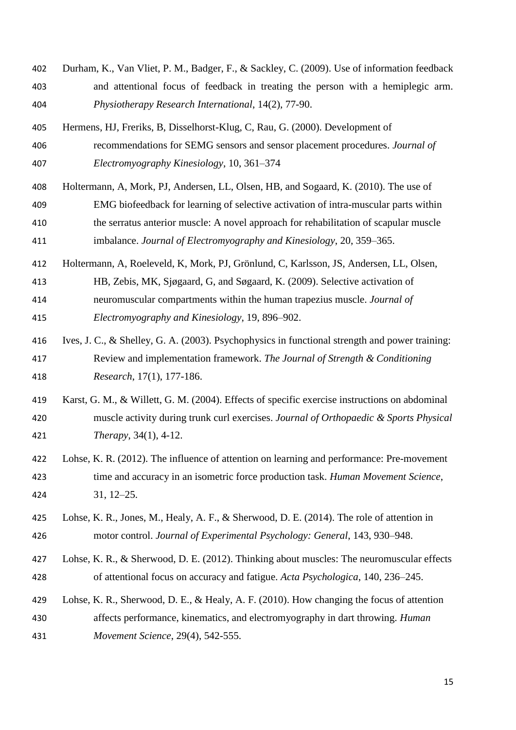Durham, K., Van Vliet, P. M., Badger, F., & Sackley, C. (2009). Use of information feedback and attentional focus of feedback in treating the person with a hemiplegic arm. *Physiotherapy Research International*, 14(2), 77-90.

Hermens, HJ, Freriks, B, Disselhorst-Klug, C, Rau, G. (2000). Development of recommendations for SEMG sensors and sensor placement procedures. *Journal of Electromyography Kinesiology*, 10, 361–374

Holtermann, A, Mork, PJ, Andersen, LL, Olsen, HB, and Sogaard, K. (2010). The use of EMG biofeedback for learning of selective activation of intra-muscular parts within the serratus anterior muscle: A novel approach for rehabilitation of scapular muscle imbalance. *Journal of Electromyography and Kinesiology*, 20, 359–365.

Holtermann, A, Roeleveld, K, Mork, PJ, Grönlund, C, Karlsson, JS, Andersen, LL, Olsen, HB, Zebis, MK, Sjøgaard, G, and Søgaard, K. (2009). Selective activation of neuromuscular compartments within the human trapezius muscle. *Journal of Electromyography and Kinesiology*, 19, 896–902.

Ives, J. C., & Shelley, G. A. (2003). Psychophysics in functional strength and power training: Review and implementation framework. *The Journal of Strength & Conditioning Research*, 17(1), 177-186.

Karst, G. M., & Willett, G. M. (2004). Effects of specific exercise instructions on abdominal muscle activity during trunk curl exercises. *Journal of Orthopaedic & Sports Physical Therapy*, 34(1), 4-12.

Lohse, K. R. (2012). The influence of attention on learning and performance: Pre-movement time and accuracy in an isometric force production task. *Human Movement Science*, 31, 12–25.

Lohse, K. R., Jones, M., Healy, A. F., & Sherwood, D. E. (2014). The role of attention in motor control. *Journal of Experimental Psychology: General*, 143, 930–948.

Lohse, K. R., & Sherwood, D. E. (2012). Thinking about muscles: The neuromuscular effects of attentional focus on accuracy and fatigue. *Acta Psychologica*, 140, 236–245.

Lohse, K. R., Sherwood, D. E., & Healy, A. F. (2010). How changing the focus of attention affects performance, kinematics, and electromyography in dart throwing. *Human Movement Science*, 29(4), 542-555.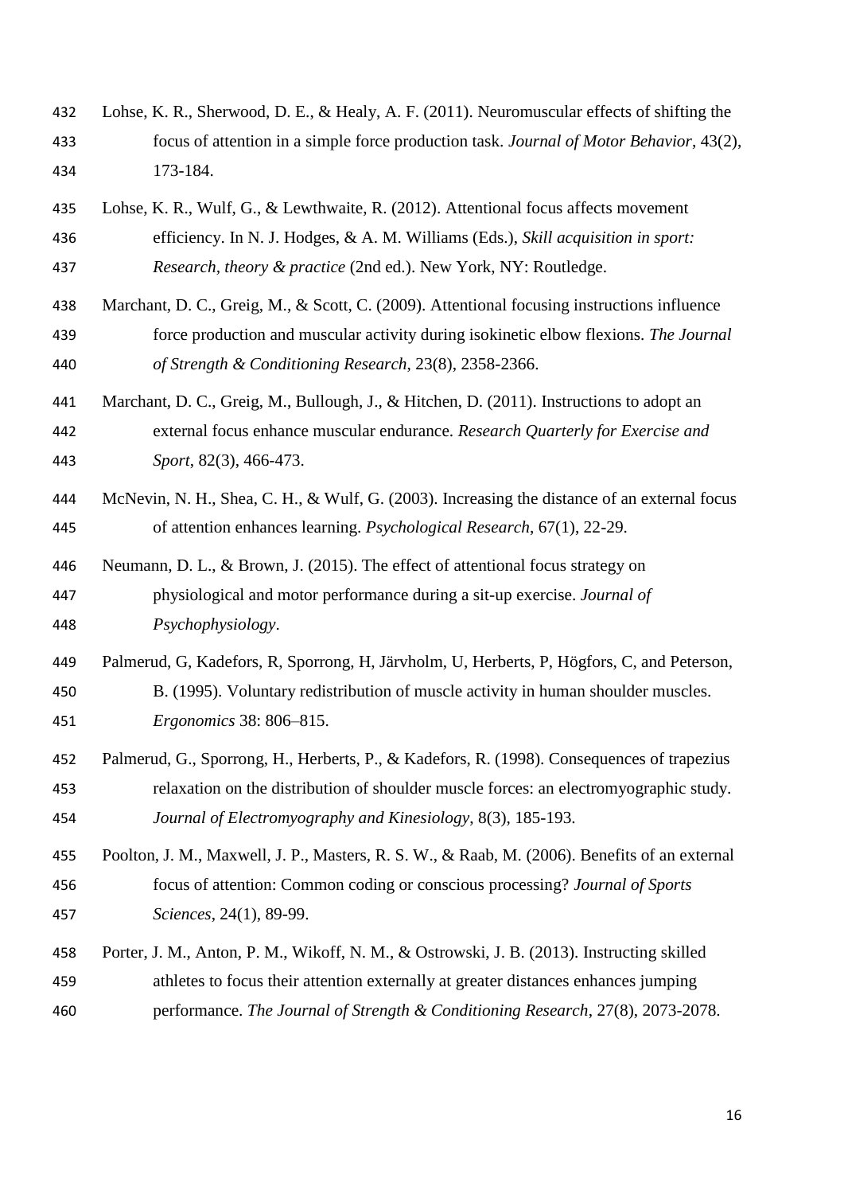Lohse, K. R., Sherwood, D. E., & Healy, A. F. (2011). Neuromuscular effects of shifting the focus of attention in a simple force production task. *Journal of Motor Behavior*, 43(2), 173-184.

Lohse, K. R., Wulf, G., & Lewthwaite, R. (2012). Attentional focus affects movement efficiency. In N. J. Hodges, & A. M. Williams (Eds.), *Skill acquisition in sport: Research, theory & practice* (2nd ed.). New York, NY: Routledge.

Marchant, D. C., Greig, M., & Scott, C. (2009). Attentional focusing instructions influence force production and muscular activity during isokinetic elbow flexions. *The Journal of Strength & Conditioning Research*, 23(8), 2358-2366.

Marchant, D. C., Greig, M., Bullough, J., & Hitchen, D. (2011). Instructions to adopt an external focus enhance muscular endurance. *Research Quarterly for Exercise and Sport*, 82(3), 466-473.

McNevin, N. H., Shea, C. H., & Wulf, G. (2003). Increasing the distance of an external focus of attention enhances learning. *Psychological Research*, 67(1), 22-29.

Neumann, D. L., & Brown, J. (2015). The effect of attentional focus strategy on physiological and motor performance during a sit-up exercise. *Journal of Psychophysiology*.

Palmerud, G, Kadefors, R, Sporrong, H, Järvholm, U, Herberts, P, Högfors, C, and Peterson, B. (1995). Voluntary redistribution of muscle activity in human shoulder muscles. *Ergonomics* 38: 806–815.

Palmerud, G., Sporrong, H., Herberts, P., & Kadefors, R. (1998). Consequences of trapezius relaxation on the distribution of shoulder muscle forces: an electromyographic study. *Journal of Electromyography and Kinesiology*, 8(3), 185-193.

Poolton, J. M., Maxwell, J. P., Masters, R. S. W., & Raab, M. (2006). Benefits of an external focus of attention: Common coding or conscious processing? *Journal of Sports Sciences*, 24(1), 89-99.

Porter, J. M., Anton, P. M., Wikoff, N. M., & Ostrowski, J. B. (2013). Instructing skilled athletes to focus their attention externally at greater distances enhances jumping performance. *The Journal of Strength & Conditioning Research*, 27(8), 2073-2078.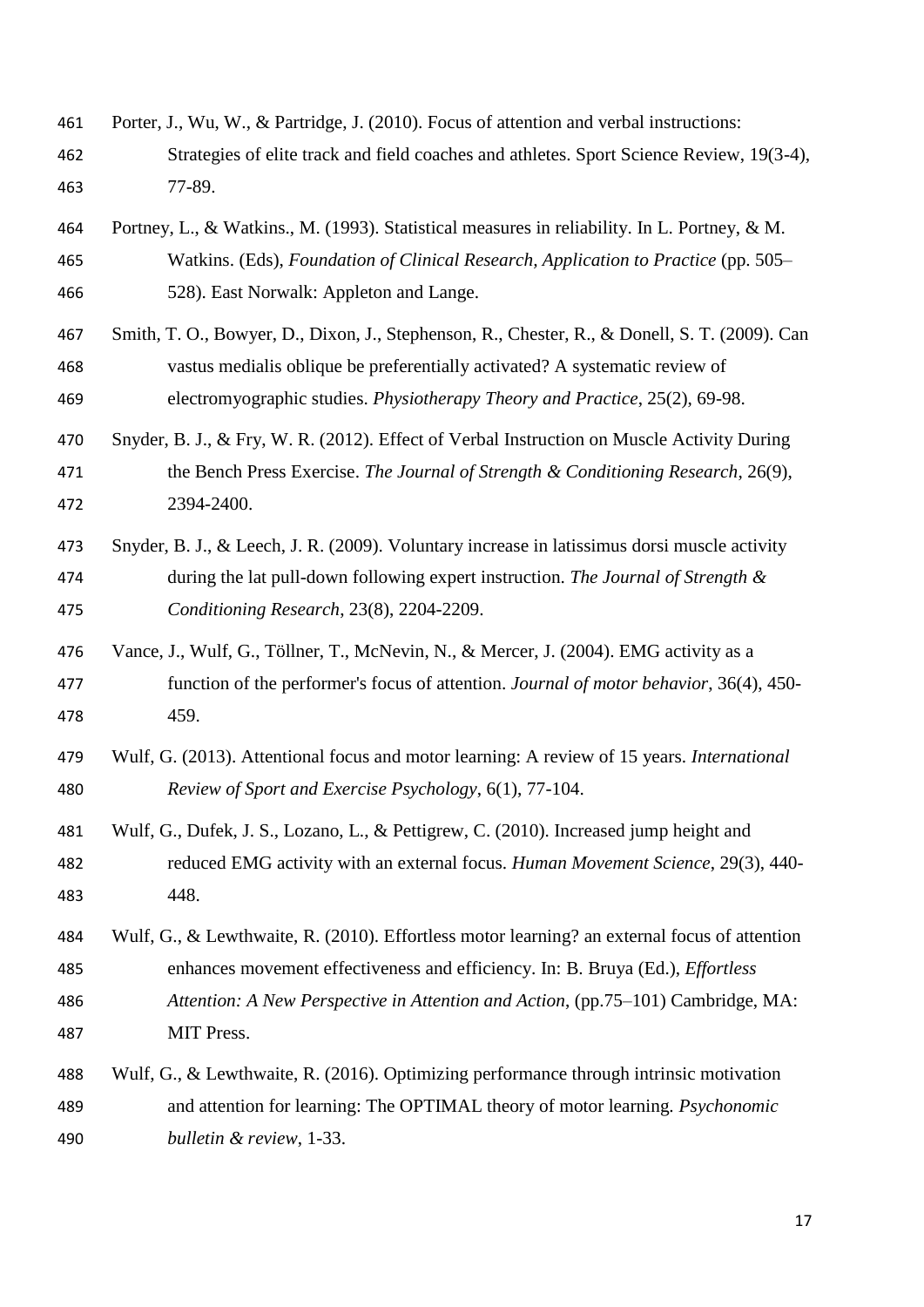Porter, J., Wu, W., & Partridge, J. (2010). Focus of attention and verbal instructions: Strategies of elite track and field coaches and athletes. Sport Science Review, 19(3-4), 77-89.

Portney, L., & Watkins., M. (1993). Statistical measures in reliability. In L. Portney, & M. Watkins. (Eds), *Foundation of Clinical Research, Application to Practice* (pp. 505–528). East Norwalk: Appleton and Lange.

Smith, T. O., Bowyer, D., Dixon, J., Stephenson, R., Chester, R., & Donell, S. T. (2009). Can vastus medialis oblique be preferentially activated? A systematic review of electromyographic studies. *Physiotherapy Theory and Practice*, 25(2), 69-98.

Snyder, B. J., & Fry, W. R. (2012). Effect of Verbal Instruction on Muscle Activity During the Bench Press Exercise. *The Journal of Strength & Conditioning Research*, 26(9), 2394-2400.

Snyder, B. J., & Leech, J. R. (2009). Voluntary increase in latissimus dorsi muscle activity during the lat pull-down following expert instruction. *The Journal of Strength & Conditioning Research*, 23(8), 2204-2209.

Vance, J., Wulf, G., Töllner, T., McNevin, N., & Mercer, J. (2004). EMG activity as a function of the performer's focus of attention. *Journal of motor behavior*, 36(4), 450-459.

Wulf, G. (2013). Attentional focus and motor learning: A review of 15 years. *International Review of Sport and Exercise Psychology*, 6(1), 77-104.

Wulf, G., Dufek, J. S., Lozano, L., & Pettigrew, C. (2010). Increased jump height and reduced EMG activity with an external focus. *Human Movement Science*, 29(3), 440-448.

Wulf, G., & Lewthwaite, R. (2010). Effortless motor learning? an external focus of attention enhances movement effectiveness and efficiency. In: B. Bruya (Ed.), *Effortless Attention: A New Perspective in Attention and Action*, (pp.75–101) Cambridge, MA: MIT Press.

Wulf, G., & Lewthwaite, R. (2016). Optimizing performance through intrinsic motivation and attention for learning: The OPTIMAL theory of motor learning. *Psychonomic bulletin & review*, 1-33.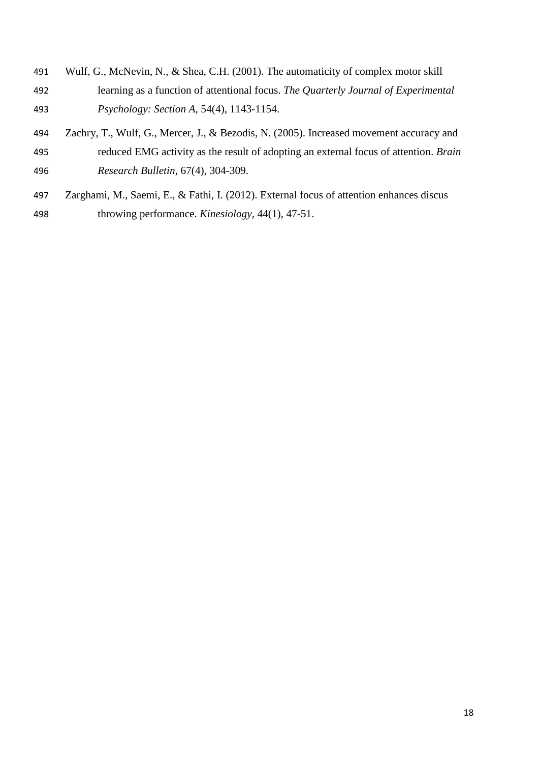Wulf, G., McNevin, N., & Shea, C.H. (2001). The automaticity of complex motor skill learning as a function of attentional focus. *The Quarterly Journal of Experimental Psychology: Section A*, 54(4), 1143-1154.

Zachry, T., Wulf, G., Mercer, J., & Bezodis, N. (2005). Increased movement accuracy and reduced EMG activity as the result of adopting an external focus of attention. *Brain Research Bulletin*, 67(4), 304-309.

Zarghami, M., Saemi, E., & Fathi, I. (2012). External focus of attention enhances discus throwing performance. *Kinesiology*, 44(1), 47-51.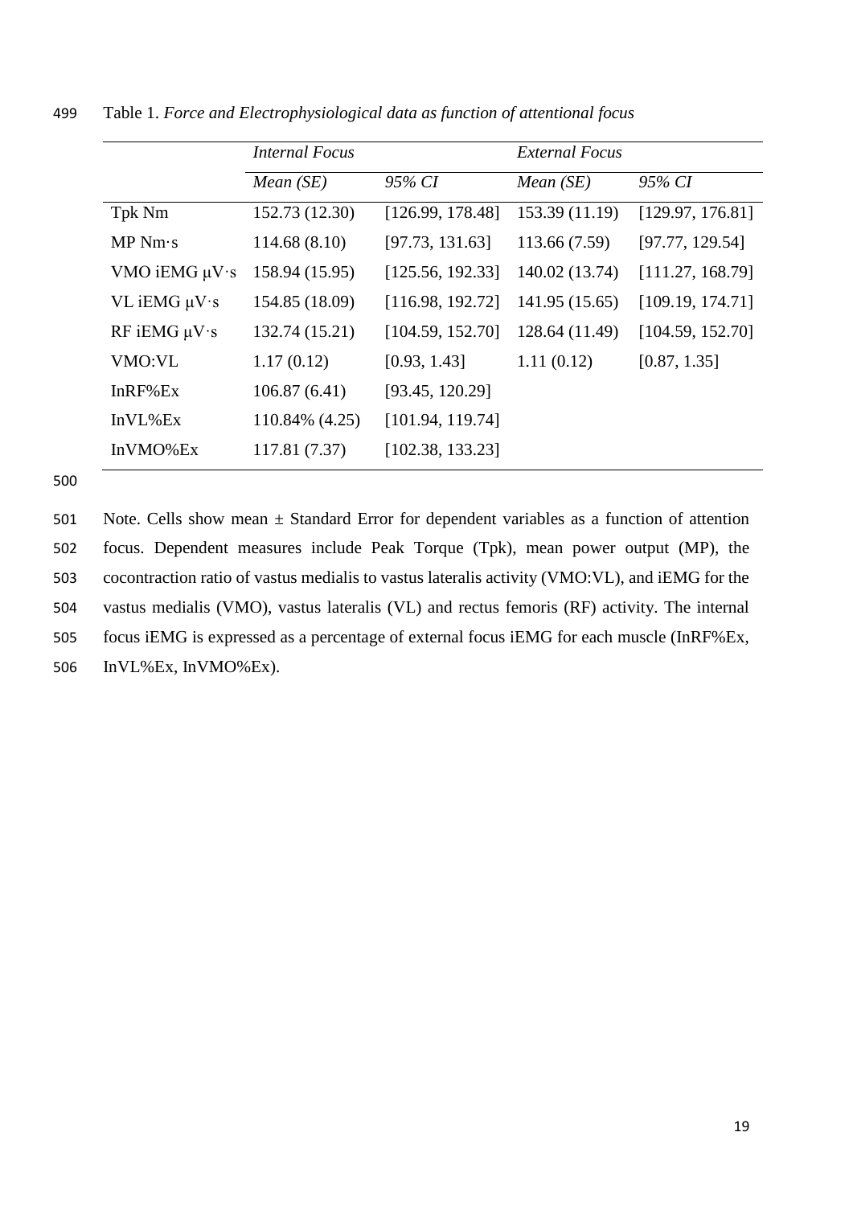Table 1. *Force and Electrophysiological data as function of attentional focus*

| | *Internal Focus* | | *External Focus* | |
|---|---|---|---|---|
| | *Mean (SE)* | *95% CI* | *Mean (SE)* | *95% CI* |
| Tpk Nm | 152.73 (12.30) | [126.99, 178.48] | 153.39 (11.19) | [129.97, 176.81] |
| MP Nm·s | 114.68 (8.10) | [97.73, 131.63] | 113.66 (7.59) | [97.77, 129.54] |
| VMO iEMG μV·s | 158.94 (15.95) | [125.56, 192.33] | 140.02 (13.74) | [111.27, 168.79] |
| VL iEMG μV·s | 154.85 (18.09) | [116.98, 192.72] | 141.95 (15.65) | [109.19, 174.71] |
| RF iEMG μV·s | 132.74 (15.21) | [104.59, 152.70] | 128.64 (11.49) | [104.59, 152.70] |
| VMO:VL | 1.17 (0.12) | [0.93, 1.43] | 1.11 (0.12) | [0.87, 1.35] |
| InRF%Ex | 106.87 (6.41) | [93.45, 120.29] | | |
| InVL%Ex | 110.84% (4.25) | [101.94, 119.74] | | |
| InVMO%Ex | 117.81 (7.37) | [102.38, 133.23] | | |

Note. Cells show mean ± Standard Error for dependent variables as a function of attention focus. Dependent measures include Peak Torque (Tpk), mean power output (MP), the cocontraction ratio of vastus medialis to vastus lateralis activity (VMO:VL), and iEMG for the vastus medialis (VMO), vastus lateralis (VL) and rectus femoris (RF) activity. The internal focus iEMG is expressed as a percentage of external focus iEMG for each muscle (InRF%Ex, InVL%Ex, InVMO%Ex).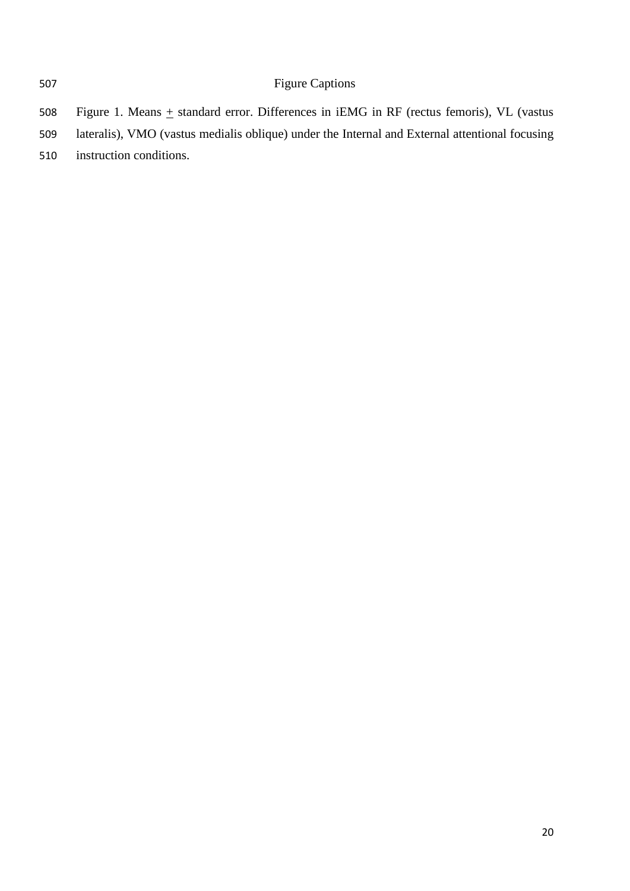# Figure Captions

Figure 1. Means ± standard error. Differences in iEMG in RF (rectus femoris), VL (vastus lateralis), VMO (vastus medialis oblique) under the Internal and External attentional focusing instruction conditions.